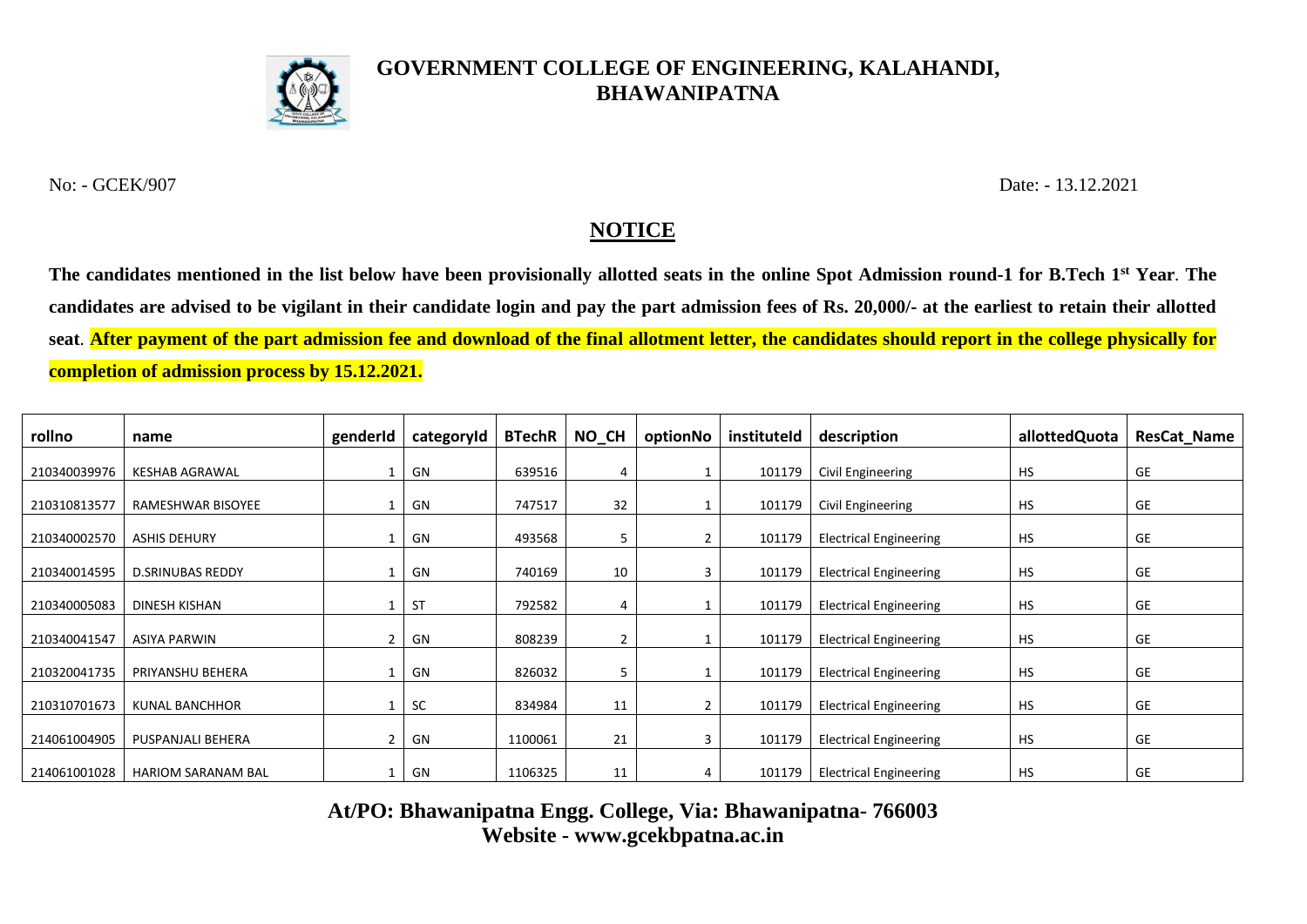# GOVERNMENT COLLEGE OF ENGINEERING, KALAHANDI, BHAWANIPATNA

No: - GCEK/907

Date: - 13.12.2021

## NOTICE

**The candidates mentioned in the list below have been provisionally allotted seats in the online Spot Admission round-1 for B.Tech 1st Year. The candidates are advised to be vigilant in their candidate login and pay the part admission fees of Rs. 20,000/- at the earliest to retain their allotted seat. After payment of the part admission fee and download of the final allotment letter, the candidates should report in the college physically for completion of admission process by 15.12.2021.**

| rollno | name | genderId | categoryId | BTechR | NO_CH | optionNo | instituteId | description | allottedQuota | ResCat_Name |
|---|---|---|---|---|---|---|---|---|---|---|
| 210340039976 | KESHAB AGRAWAL | 1 | GN | 639516 | 4 | 1 | 101179 | Civil Engineering | HS | GE |
| 210310813577 | RAMESHWAR BISOYEE | 1 | GN | 747517 | 32 | 1 | 101179 | Civil Engineering | HS | GE |
| 210340002570 | ASHIS DEHURY | 1 | GN | 493568 | 5 | 2 | 101179 | Electrical Engineering | HS | GE |
| 210340014595 | D.SRINUBAS REDDY | 1 | GN | 740169 | 10 | 3 | 101179 | Electrical Engineering | HS | GE |
| 210340005083 | DINESH KISHAN | 1 | ST | 792582 | 4 | 1 | 101179 | Electrical Engineering | HS | GE |
| 210340041547 | ASIYA PARWIN | 2 | GN | 808239 | 2 | 1 | 101179 | Electrical Engineering | HS | GE |
| 210320041735 | PRIYANSHU BEHERA | 1 | GN | 826032 | 5 | 1 | 101179 | Electrical Engineering | HS | GE |
| 210310701673 | KUNAL BANCHHOR | 1 | SC | 834984 | 11 | 2 | 101179 | Electrical Engineering | HS | GE |
| 214061004905 | PUSPANJALI BEHERA | 2 | GN | 1100061 | 21 | 3 | 101179 | Electrical Engineering | HS | GE |
| 214061001028 | HARIOM SARANAM BAL | 1 | GN | 1106325 | 11 | 4 | 101179 | Electrical Engineering | HS | GE |

**At/PO: Bhawanipatna Engg. College, Via: Bhawanipatna- 766003**
**Website - www.gcekbpatna.ac.in**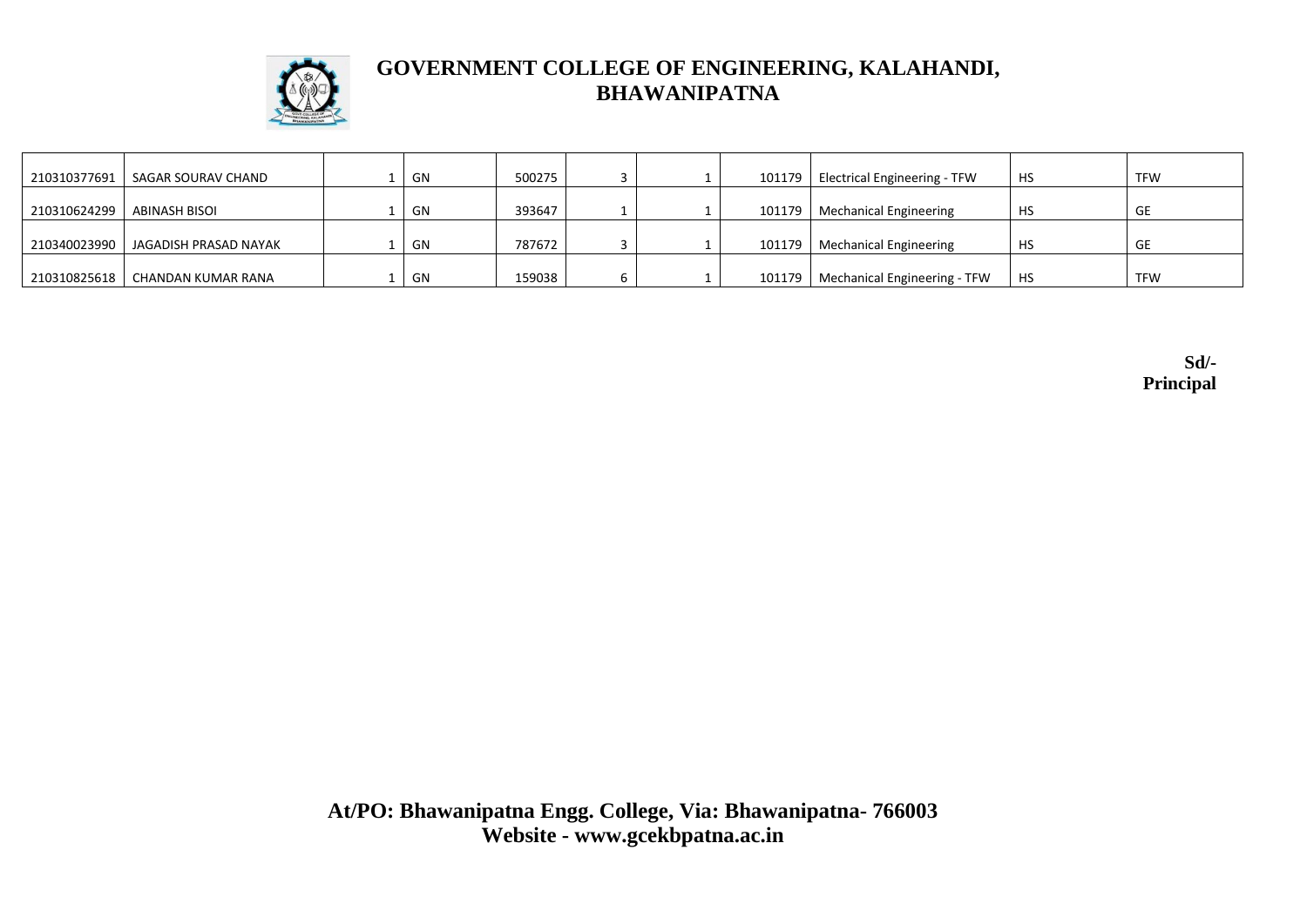# GOVERNMENT COLLEGE OF ENGINEERING, KALAHANDI, BHAWANIPATNA

| | | | | | | | | | | |
|---|---|---|---|---|---|---|---|---|---|---|
| 210310377691 | SAGAR SOURAV CHAND | 1 | GN | 500275 | 3 | 1 | 101179 | Electrical Engineering - TFW | HS | TFW |
| 210310624299 | ABINASH BISOI | 1 | GN | 393647 | 1 | 1 | 101179 | Mechanical Engineering | HS | GE |
| 210340023990 | JAGADISH PRASAD NAYAK | 1 | GN | 787672 | 3 | 1 | 101179 | Mechanical Engineering | HS | GE |
| 210310825618 | CHANDAN KUMAR RANA | 1 | GN | 159038 | 6 | 1 | 101179 | Mechanical Engineering - TFW | HS | TFW |

**Sd/-**
**Principal**

**At/PO: Bhawanipatna Engg. College, Via: Bhawanipatna- 766003**
**Website - www.gcekbpatna.ac.in**